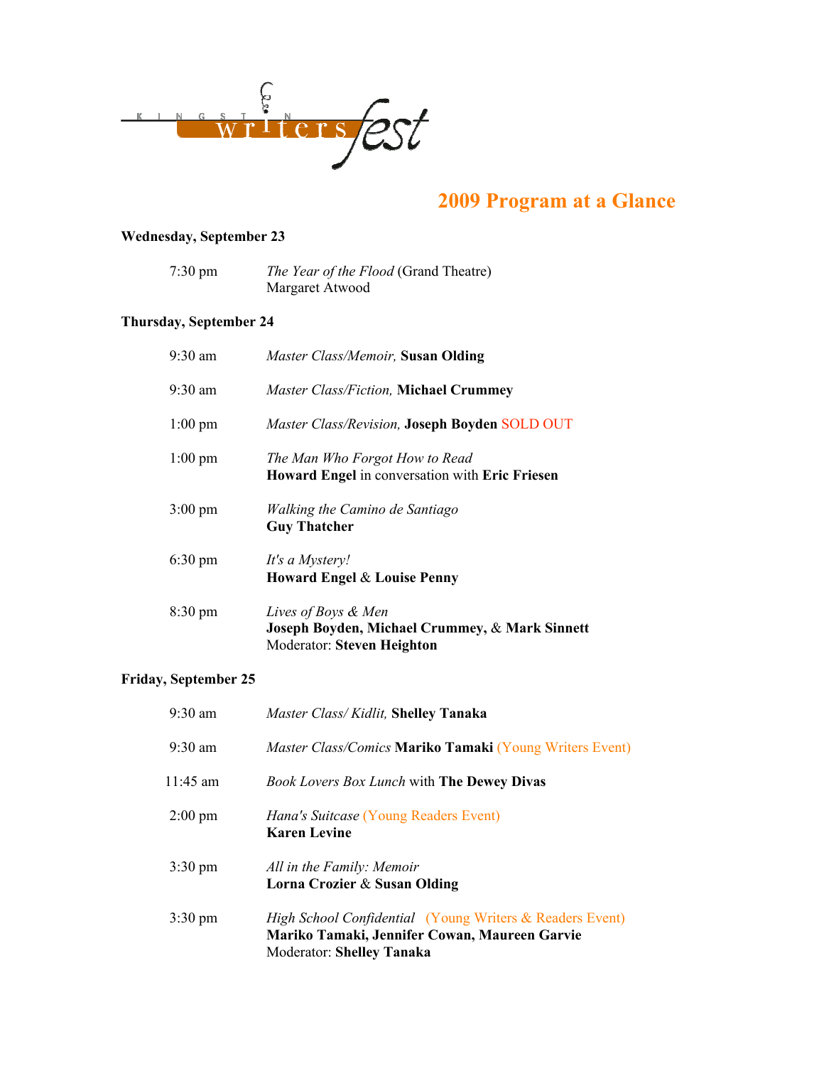KINGSTON writersfest

# 2009 Program at a Glance

**Wednesday, September 23**

7:30 pm *The Year of the Flood* (Grand Theatre)
Margaret Atwood

**Thursday, September 24**

9:30 am *Master Class/Memoir,* **Susan Olding**

9:30 am *Master Class/Fiction,* **Michael Crummey**

1:00 pm *Master Class/Revision,* **Joseph Boyden** SOLD OUT

1:00 pm *The Man Who Forgot How to Read*
**Howard Engel** in conversation with **Eric Friesen**

3:00 pm *Walking the Camino de Santiago*
**Guy Thatcher**

6:30 pm *It's a Mystery!*
**Howard Engel** & **Louise Penny**

8:30 pm *Lives of Boys & Men*
**Joseph Boyden, Michael Crummey,** & **Mark Sinnett**
Moderator: **Steven Heighton**

**Friday, September 25**

9:30 am *Master Class/ Kidlit,* **Shelley Tanaka**

9:30 am *Master Class/Comics* **Mariko Tamaki** (Young Writers Event)

11:45 am *Book Lovers Box Lunch* with **The Dewey Divas**

2:00 pm *Hana's Suitcase* (Young Readers Event)
**Karen Levine**

3:30 pm *All in the Family: Memoir*
**Lorna Crozier** & **Susan Olding**

3:30 pm *High School Confidential* (Young Writers & Readers Event)
**Mariko Tamaki, Jennifer Cowan, Maureen Garvie**
Moderator: **Shelley Tanaka**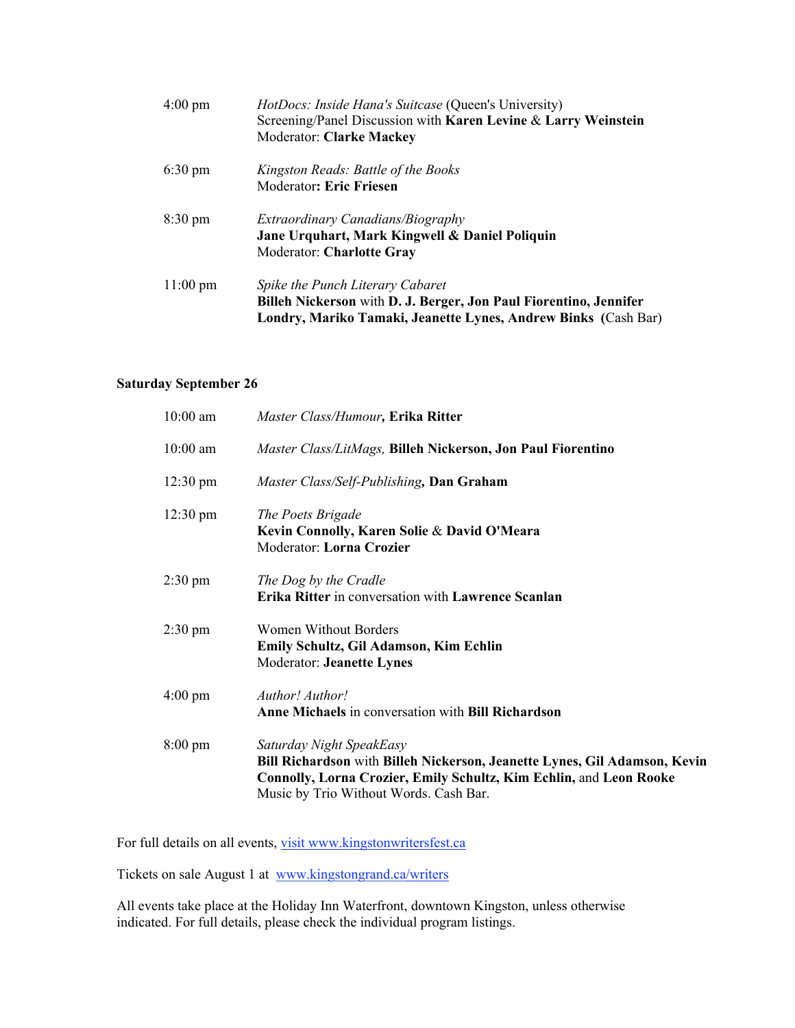4:00 pm *HotDocs: Inside Hana's Suitcase* (Queen's University)
Screening/Panel Discussion with **Karen Levine** & **Larry Weinstein**
Moderator: **Clarke Mackey**

6:30 pm *Kingston Reads: Battle of the Books*
Moderator**: Eric Friesen**

8:30 pm *Extraordinary Canadians/Biography*
**Jane Urquhart, Mark Kingwell & Daniel Poliquin**
Moderator: **Charlotte Gray**

11:00 pm *Spike the Punch Literary Cabaret*
**Billeh Nickerson** with **D. J. Berger, Jon Paul Fiorentino, Jennifer Londry, Mariko Tamaki, Jeanette Lynes, Andrew Binks (**Cash Bar)

**Saturday September 26**

10:00 am *Master Class/Humour***, Erika Ritter**

10:00 am *Master Class/LitMags,* **Billeh Nickerson, Jon Paul Fiorentino**

12:30 pm *Master Class/Self-Publishing***, Dan Graham**

12:30 pm *The Poets Brigade*
**Kevin Connolly, Karen Solie** & **David O'Meara**
Moderator: **Lorna Crozier**

2:30 pm *The Dog by the Cradle*
**Erika Ritter** in conversation with **Lawrence Scanlan**

2:30 pm Women Without Borders
**Emily Schultz, Gil Adamson, Kim Echlin**
Moderator: **Jeanette Lynes**

4:00 pm *Author! Author!*
**Anne Michaels** in conversation with **Bill Richardson**

8:00 pm *Saturday Night SpeakEasy*
**Bill Richardson** with **Billeh Nickerson, Jeanette Lynes, Gil Adamson, Kevin Connolly, Lorna Crozier, Emily Schultz, Kim Echlin,** and **Leon Rooke**
Music by Trio Without Words. Cash Bar.

For full details on all events, visit www.kingstonwritersfest.ca

Tickets on sale August 1 at www.kingstongrand.ca/writers

All events take place at the Holiday Inn Waterfront, downtown Kingston, unless otherwise indicated. For full details, please check the individual program listings.